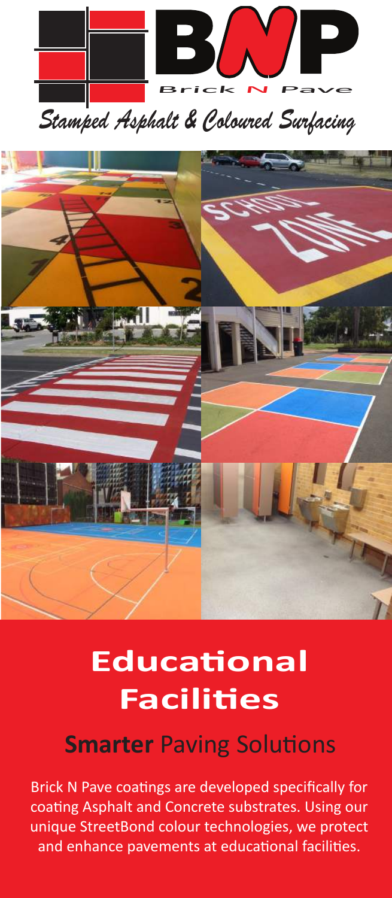Brick N Pave

*Stamped Asphalt & Coloured Surfacing*

# Educational Facilities

## **Smarter** Paving Solutions

Brick N Pave coatings are developed specifically for coating Asphalt and Concrete substrates. Using our unique StreetBond colour technologies, we protect and enhance pavements at educational facilities.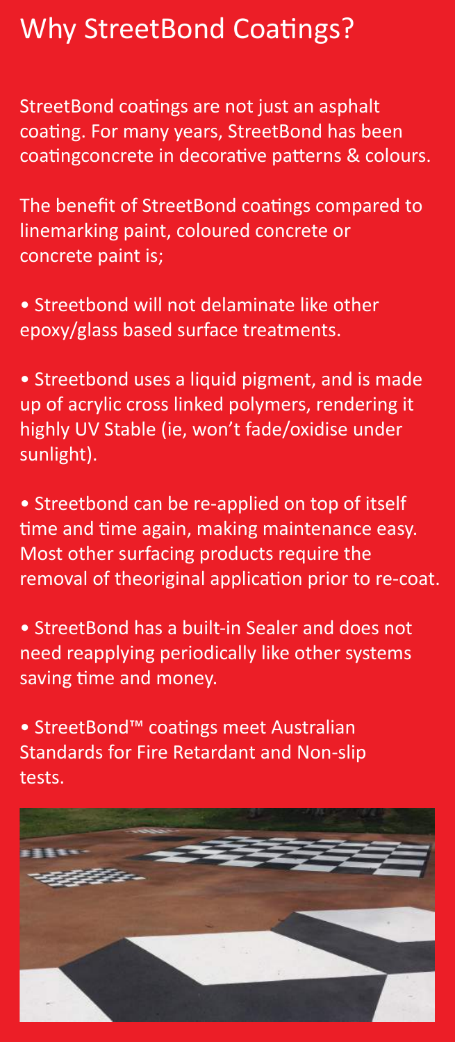# Why StreetBond Coatings?

StreetBond coatings are not just an asphalt coating. For many years, StreetBond has been coatingconcrete in decorative patterns & colours.

The benefit of StreetBond coatings compared to linemarking paint, coloured concrete or concrete paint is;

- Streetbond will not delaminate like other epoxy/glass based surface treatments.
- Streetbond uses a liquid pigment, and is made up of acrylic cross linked polymers, rendering it highly UV Stable (ie, won't fade/oxidise under sunlight).
- Streetbond can be re-applied on top of itself time and time again, making maintenance easy. Most other surfacing products require the removal of theoriginal application prior to re-coat.
- StreetBond has a built-in Sealer and does not need reapplying periodically like other systems saving time and money.
- StreetBond™ coatings meet Australian Standards for Fire Retardant and Non-slip tests.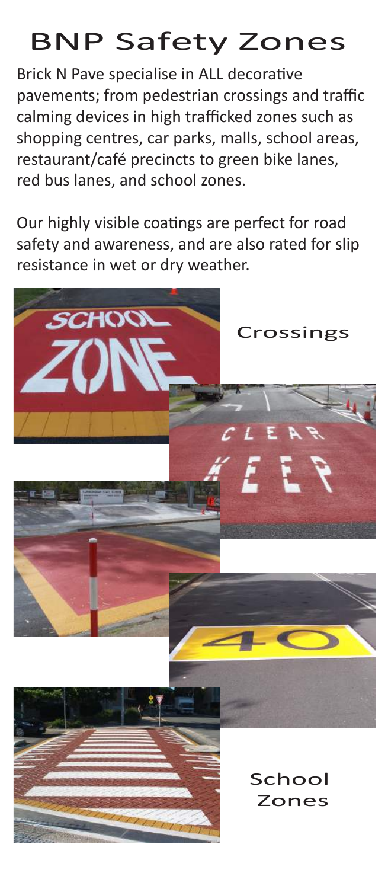# BNP Safety Zones

Brick N Pave specialise in ALL decorative pavements; from pedestrian crossings and traffic calming devices in high trafficked zones such as shopping centres, car parks, malls, school areas, restaurant/café precincts to green bike lanes, red bus lanes, and school zones.

Our highly visible coatings are perfect for road safety and awareness, and are also rated for slip resistance in wet or dry weather.

Crossings

School Zones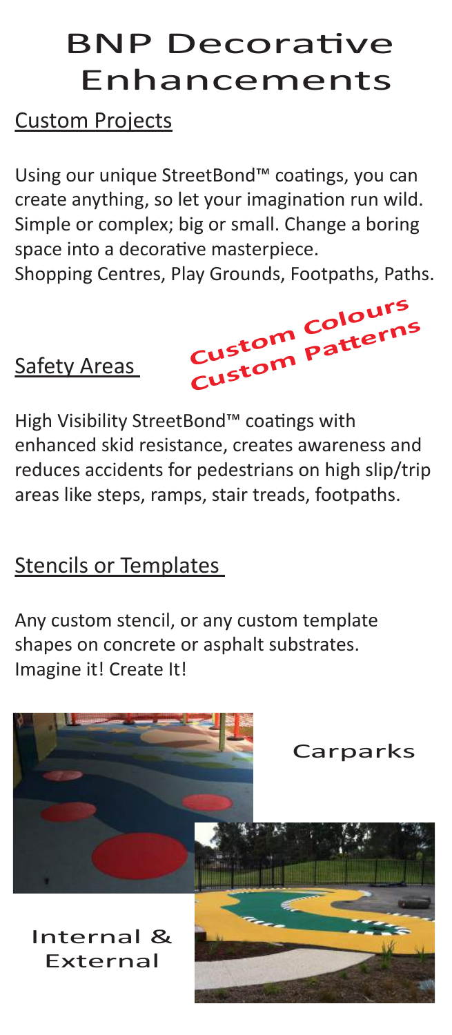# BNP Decorative Enhancements

## Custom Projects

Using our unique StreetBond™ coatings, you can create anything, so let your imagination run wild. Simple or complex; big or small. Change a boring space into a decorative masterpiece.
Shopping Centres, Play Grounds, Footpaths, Paths.

**Custom Colours**
**Custom Patterns**

## Safety Areas

High Visibility StreetBond™ coatings with enhanced skid resistance, creates awareness and reduces accidents for pedestrians on high slip/trip areas like steps, ramps, stair treads, footpaths.

## Stencils or Templates

Any custom stencil, or any custom template shapes on concrete or asphalt substrates.
Imagine it! Create It!

Carparks

Internal & External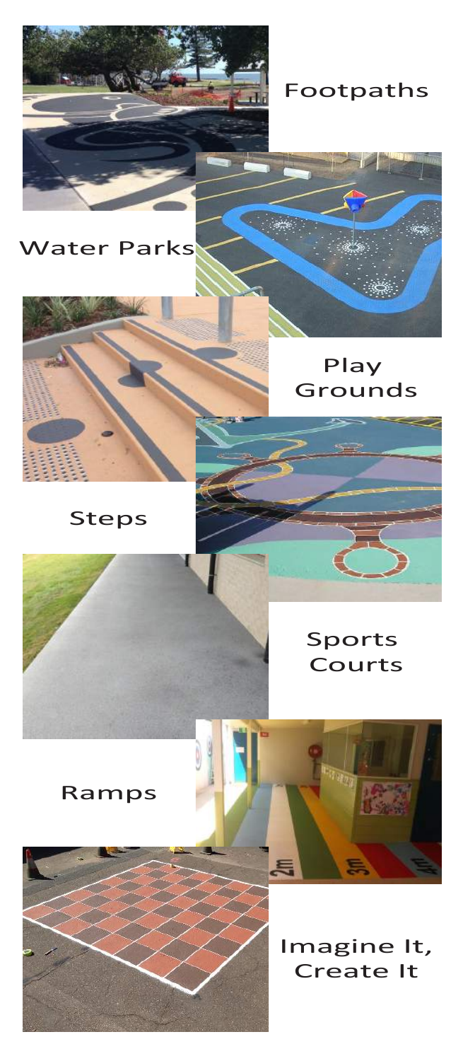Footpaths

Water Parks

Play Grounds

Steps

Sports Courts

Ramps

Imagine It, Create It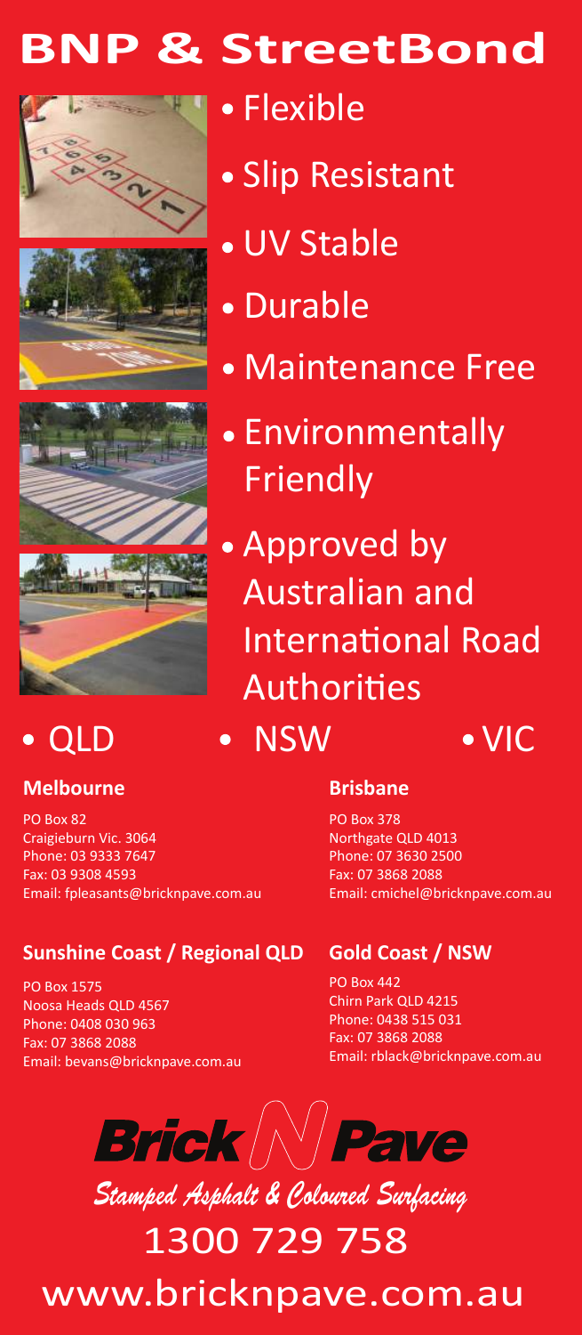# BNP & StreetBond

- Flexible
- Slip Resistant
- UV Stable
- Durable
- Maintenance Free
- Environmentally Friendly
- Approved by Australian and International Road Authorities

• QLD • NSW • VIC

### Melbourne

PO Box 82
Craigieburn Vic. 3064
Phone: 03 9333 7647
Fax: 03 9308 4593
Email: fpleasants@bricknpave.com.au

### Brisbane

PO Box 378
Northgate QLD 4013
Phone: 07 3630 2500
Fax: 07 3868 2088
Email: cmichel@bricknpave.com.au

### Sunshine Coast / Regional QLD

PO Box 1575
Noosa Heads QLD 4567
Phone: 0408 030 963
Fax: 07 3868 2088
Email: bevans@bricknpave.com.au

### Gold Coast / NSW

PO Box 442
Chirn Park QLD 4215
Phone: 0438 515 031
Fax: 07 3868 2088
Email: rblack@bricknpave.com.au

**Brick N Pave**

*Stamped Asphalt & Coloured Surfacing*

1300 729 758

www.bricknpave.com.au